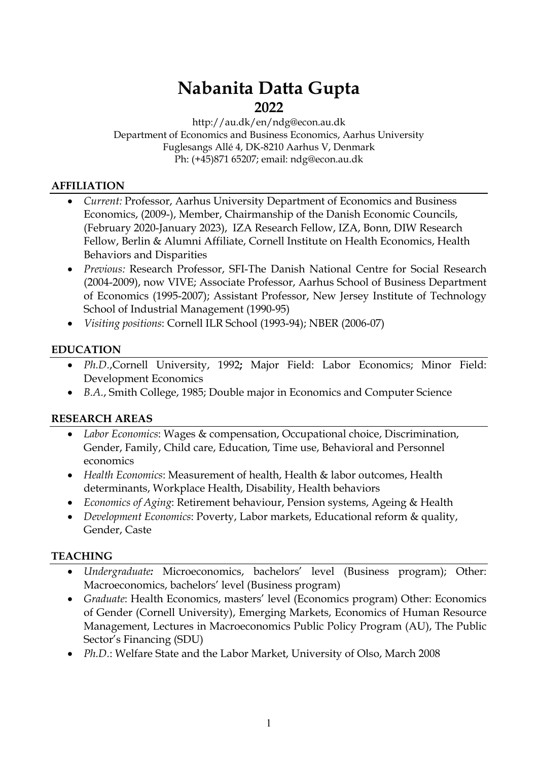# Nabanita Datta Gupta

## 2022

http://au.dk/en/ndg@econ.au.dk
Department of Economics and Business Economics, Aarhus University
Fuglesangs Allé 4, DK-8210 Aarhus V, Denmark
Ph: (+45)871 65207; email: ndg@econ.au.dk

### AFFILIATION

- *Current:* Professor, Aarhus University Department of Economics and Business Economics, (2009-), Member, Chairmanship of the Danish Economic Councils, (February 2020-January 2023), IZA Research Fellow, IZA, Bonn, DIW Research Fellow, Berlin & Alumni Affiliate, Cornell Institute on Health Economics, Health Behaviors and Disparities
- *Previous:* Research Professor, SFI-The Danish National Centre for Social Research (2004-2009), now VIVE; Associate Professor, Aarhus School of Business Department of Economics (1995-2007); Assistant Professor, New Jersey Institute of Technology School of Industrial Management (1990-95)
- *Visiting positions*: Cornell ILR School (1993-94); NBER (2006-07)

### EDUCATION

- *Ph.D.*,Cornell University, 1992**;** Major Field: Labor Economics; Minor Field: Development Economics
- *B.A.*, Smith College, 1985; Double major in Economics and Computer Science

### RESEARCH AREAS

- *Labor Economics*: Wages & compensation, Occupational choice, Discrimination, Gender, Family, Child care, Education, Time use, Behavioral and Personnel economics
- *Health Economics*: Measurement of health, Health & labor outcomes, Health determinants, Workplace Health, Disability, Health behaviors
- *Economics of Aging*: Retirement behaviour, Pension systems, Ageing & Health
- *Development Economics*: Poverty, Labor markets, Educational reform & quality, Gender, Caste

### TEACHING

- *Undergraduate***:** Microeconomics, bachelors' level (Business program); Other: Macroeconomics, bachelors' level (Business program)
- *Graduate*: Health Economics, masters' level (Economics program) Other: Economics of Gender (Cornell University), Emerging Markets, Economics of Human Resource Management, Lectures in Macroeconomics Public Policy Program (AU), The Public Sector's Financing (SDU)
- *Ph.D.*: Welfare State and the Labor Market, University of Olso, March 2008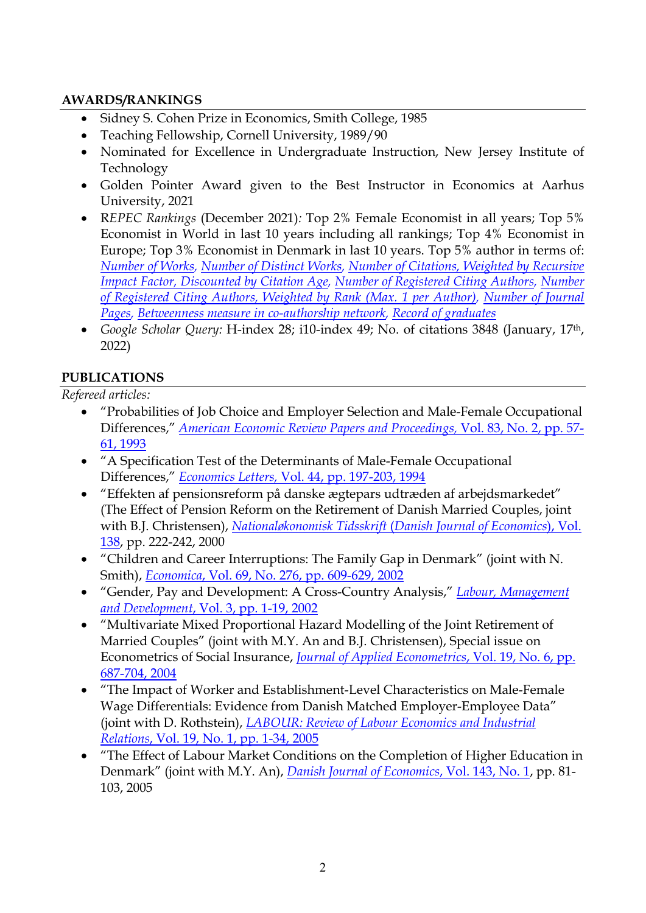## AWARDS/RANKINGS

- Sidney S. Cohen Prize in Economics, Smith College, 1985
- Teaching Fellowship, Cornell University, 1989/90
- Nominated for Excellence in Undergraduate Instruction, New Jersey Institute of Technology
- Golden Pointer Award given to the Best Instructor in Economics at Aarhus University, 2021
- R*EPEC Rankings* (December 2021)*:* Top 2% Female Economist in all years; Top 5% Economist in World in last 10 years including all rankings; Top 4% Economist in Europe; Top 3% Economist in Denmark in last 10 years. Top 5% author in terms of: *Number of Works*, *Number of Distinct Works*, *Number of Citations, Weighted by Recursive Impact Factor, Discounted by Citation Age*, *Number of Registered Citing Authors*, *Number of Registered Citing Authors, Weighted by Rank (Max. 1 per Author)*, *Number of Journal Pages*, *Betweenness measure in co-authorship network*, *Record of graduates*
- *Google Scholar Query:* H-index 28; i10-index 49; No. of citations 3848 (January, 17th, 2022)

## PUBLICATIONS

*Refereed articles:*

- "Probabilities of Job Choice and Employer Selection and Male-Female Occupational Differences," *American Economic Review Papers and Proceedings,* Vol. 83, No. 2, pp. 57-61, 1993
- "A Specification Test of the Determinants of Male-Female Occupational Differences," *Economics Letters,* Vol. 44, pp. 197-203, 1994
- "Effekten af pensionsreform på danske ægtepars udtræden af arbejdsmarkedet" (The Effect of Pension Reform on the Retirement of Danish Married Couples, joint with B.J. Christensen), *Nationaløkonomisk Tidsskrift (Danish Journal of Economics*), Vol. 138, pp. 222-242, 2000
- "Children and Career Interruptions: The Family Gap in Denmark" (joint with N. Smith), *Economica*, Vol. 69, No. 276, pp. 609-629, 2002
- "Gender, Pay and Development: A Cross-Country Analysis," *Labour, Management and Development*, Vol. 3, pp. 1-19, 2002
- "Multivariate Mixed Proportional Hazard Modelling of the Joint Retirement of Married Couples" (joint with M.Y. An and B.J. Christensen), Special issue on Econometrics of Social Insurance, *Journal of Applied Econometrics*, Vol. 19, No. 6, pp. 687-704, 2004
- "The Impact of Worker and Establishment-Level Characteristics on Male-Female Wage Differentials: Evidence from Danish Matched Employer-Employee Data" (joint with D. Rothstein), *LABOUR: Review of Labour Economics and Industrial Relations*, Vol. 19, No. 1, pp. 1-34, 2005
- "The Effect of Labour Market Conditions on the Completion of Higher Education in Denmark" (joint with M.Y. An), *Danish Journal of Economics*, Vol. 143, No. 1, pp. 81-103, 2005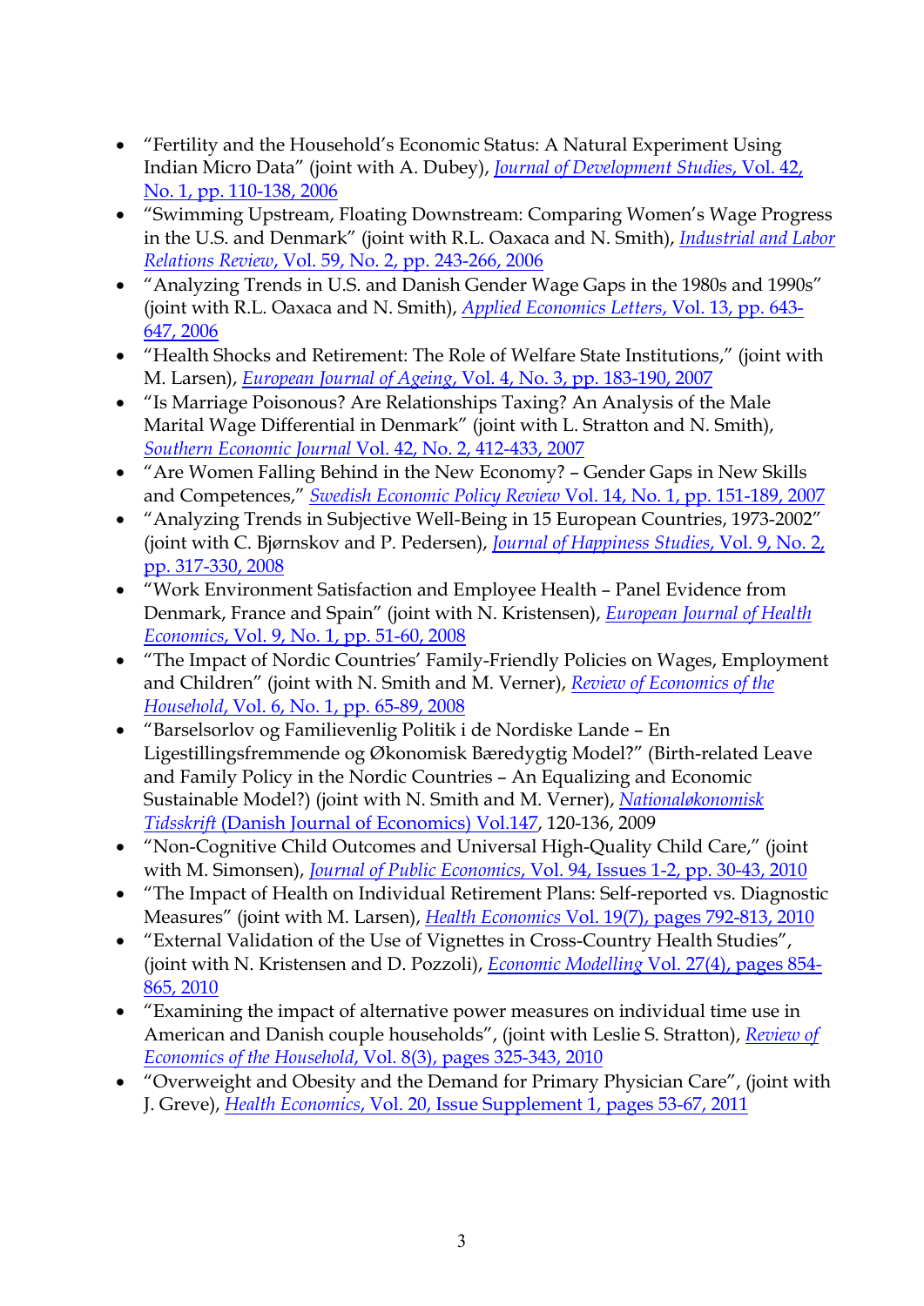- "Fertility and the Household's Economic Status: A Natural Experiment Using Indian Micro Data" (joint with A. Dubey), *Journal of Development Studies*, Vol. 42, No. 1, pp. 110-138, 2006
- "Swimming Upstream, Floating Downstream: Comparing Women's Wage Progress in the U.S. and Denmark" (joint with R.L. Oaxaca and N. Smith), *Industrial and Labor Relations Review*, Vol. 59, No. 2, pp. 243-266, 2006
- "Analyzing Trends in U.S. and Danish Gender Wage Gaps in the 1980s and 1990s" (joint with R.L. Oaxaca and N. Smith), *Applied Economics Letters*, Vol. 13, pp. 643-647, 2006
- "Health Shocks and Retirement: The Role of Welfare State Institutions," (joint with M. Larsen), *European Journal of Ageing*, Vol. 4, No. 3, pp. 183-190, 2007
- "Is Marriage Poisonous? Are Relationships Taxing? An Analysis of the Male Marital Wage Differential in Denmark" (joint with L. Stratton and N. Smith), *Southern Economic Journal* Vol. 42, No. 2, 412-433, 2007
- "Are Women Falling Behind in the New Economy? – Gender Gaps in New Skills and Competences," *Swedish Economic Policy Review* Vol. 14, No. 1, pp. 151-189, 2007
- "Analyzing Trends in Subjective Well-Being in 15 European Countries, 1973-2002" (joint with C. Bjørnskov and P. Pedersen), *Journal of Happiness Studies*, Vol. 9, No. 2, pp. 317-330, 2008
- "Work Environment Satisfaction and Employee Health – Panel Evidence from Denmark, France and Spain" (joint with N. Kristensen), *European Journal of Health Economics*, Vol. 9, No. 1, pp. 51-60, 2008
- "The Impact of Nordic Countries' Family-Friendly Policies on Wages, Employment and Children" (joint with N. Smith and M. Verner), *Review of Economics of the Household*, Vol. 6, No. 1, pp. 65-89, 2008
- "Barselsorlov og Familievenlig Politik i de Nordiske Lande – En Ligestillingsfremmende og Økonomisk Bæredygtig Model?" (Birth-related Leave and Family Policy in the Nordic Countries – An Equalizing and Economic Sustainable Model?) (joint with N. Smith and M. Verner), *Nationaløkonomisk Tidsskrift* (Danish Journal of Economics) Vol.147, 120-136, 2009
- "Non-Cognitive Child Outcomes and Universal High-Quality Child Care," (joint with M. Simonsen), *Journal of Public Economics*, Vol. 94, Issues 1-2, pp. 30-43, 2010
- "The Impact of Health on Individual Retirement Plans: Self-reported vs. Diagnostic Measures" (joint with M. Larsen), *Health Economics* Vol. 19(7), pages 792-813, 2010
- "External Validation of the Use of Vignettes in Cross-Country Health Studies", (joint with N. Kristensen and D. Pozzoli), *Economic Modelling* Vol. 27(4), pages 854-865, 2010
- "Examining the impact of alternative power measures on individual time use in American and Danish couple households", (joint with Leslie S. Stratton), *Review of Economics of the Household*, Vol. 8(3), pages 325-343, 2010
- "Overweight and Obesity and the Demand for Primary Physician Care", (joint with J. Greve), *Health Economics*, Vol. 20, Issue Supplement 1, pages 53-67, 2011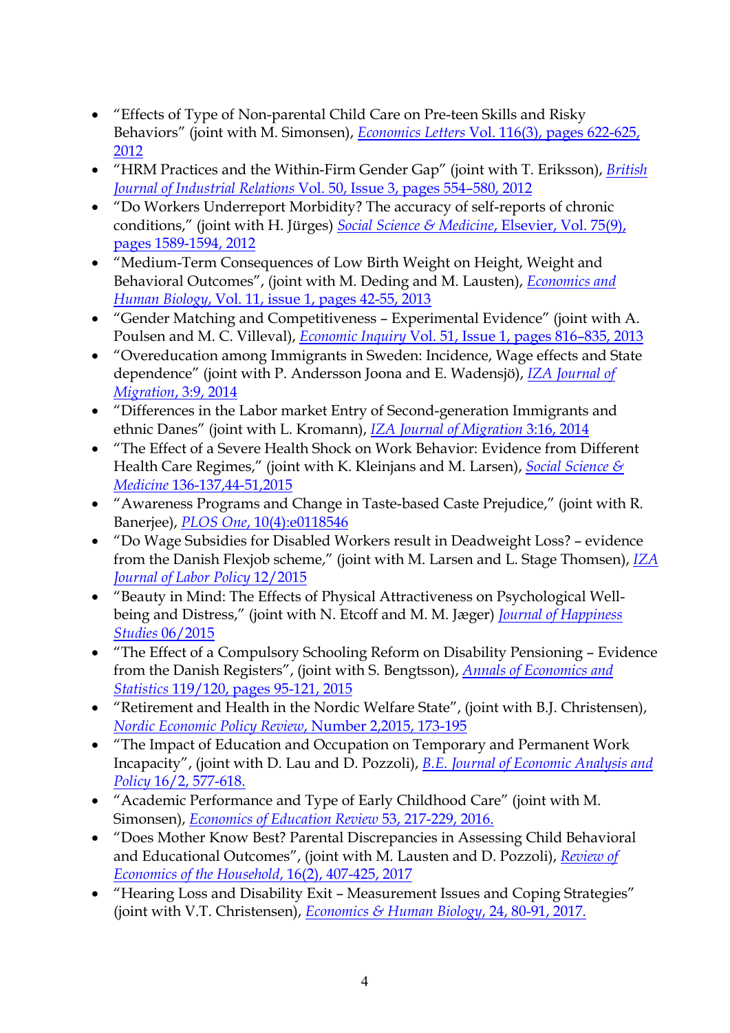- "Effects of Type of Non-parental Child Care on Pre-teen Skills and Risky Behaviors" (joint with M. Simonsen), *Economics Letters* Vol. 116(3), pages 622-625, 2012
- "HRM Practices and the Within-Firm Gender Gap" (joint with T. Eriksson), *British Journal of Industrial Relations* Vol. 50, Issue 3, pages 554–580, 2012
- "Do Workers Underreport Morbidity? The accuracy of self-reports of chronic conditions," (joint with H. Jürges) *Social Science & Medicine*, Elsevier, Vol. 75(9), pages 1589-1594, 2012
- "Medium-Term Consequences of Low Birth Weight on Height, Weight and Behavioral Outcomes", (joint with M. Deding and M. Lausten), *Economics and Human Biology*, Vol. 11, issue 1, pages 42-55, 2013
- "Gender Matching and Competitiveness – Experimental Evidence" (joint with A. Poulsen and M. C. Villeval), *Economic Inquiry* Vol. 51, Issue 1, pages 816–835, 2013
- "Overeducation among Immigrants in Sweden: Incidence, Wage effects and State dependence" (joint with P. Andersson Joona and E. Wadensjö), *IZA Journal of Migration*, 3:9, 2014
- "Differences in the Labor market Entry of Second-generation Immigrants and ethnic Danes" (joint with L. Kromann), *IZA Journal of Migration* 3:16, 2014
- "The Effect of a Severe Health Shock on Work Behavior: Evidence from Different Health Care Regimes," (joint with K. Kleinjans and M. Larsen), *Social Science & Medicine* 136-137,44-51,2015
- "Awareness Programs and Change in Taste-based Caste Prejudice," (joint with R. Banerjee), *PLOS One*, 10(4):e0118546
- "Do Wage Subsidies for Disabled Workers result in Deadweight Loss? – evidence from the Danish Flexjob scheme," (joint with M. Larsen and L. Stage Thomsen), *IZA Journal of Labor Policy* 12/2015
- "Beauty in Mind: The Effects of Physical Attractiveness on Psychological Well-being and Distress," (joint with N. Etcoff and M. M. Jæger) *Journal of Happiness Studies* 06/2015
- "The Effect of a Compulsory Schooling Reform on Disability Pensioning – Evidence from the Danish Registers", (joint with S. Bengtsson), *Annals of Economics and Statistics* 119/120, pages 95-121, 2015
- "Retirement and Health in the Nordic Welfare State", (joint with B.J. Christensen), *Nordic Economic Policy Review*, Number 2,2015, 173-195
- "The Impact of Education and Occupation on Temporary and Permanent Work Incapacity", (joint with D. Lau and D. Pozzoli), *B.E. Journal of Economic Analysis and Policy* 16/2, 577-618.
- "Academic Performance and Type of Early Childhood Care" (joint with M. Simonsen), *Economics of Education Review* 53, 217-229, 2016.
- "Does Mother Know Best? Parental Discrepancies in Assessing Child Behavioral and Educational Outcomes", (joint with M. Lausten and D. Pozzoli), *Review of Economics of the Household*, 16(2), 407-425, 2017
- "Hearing Loss and Disability Exit – Measurement Issues and Coping Strategies" (joint with V.T. Christensen), *Economics & Human Biology*, 24, 80-91, 2017.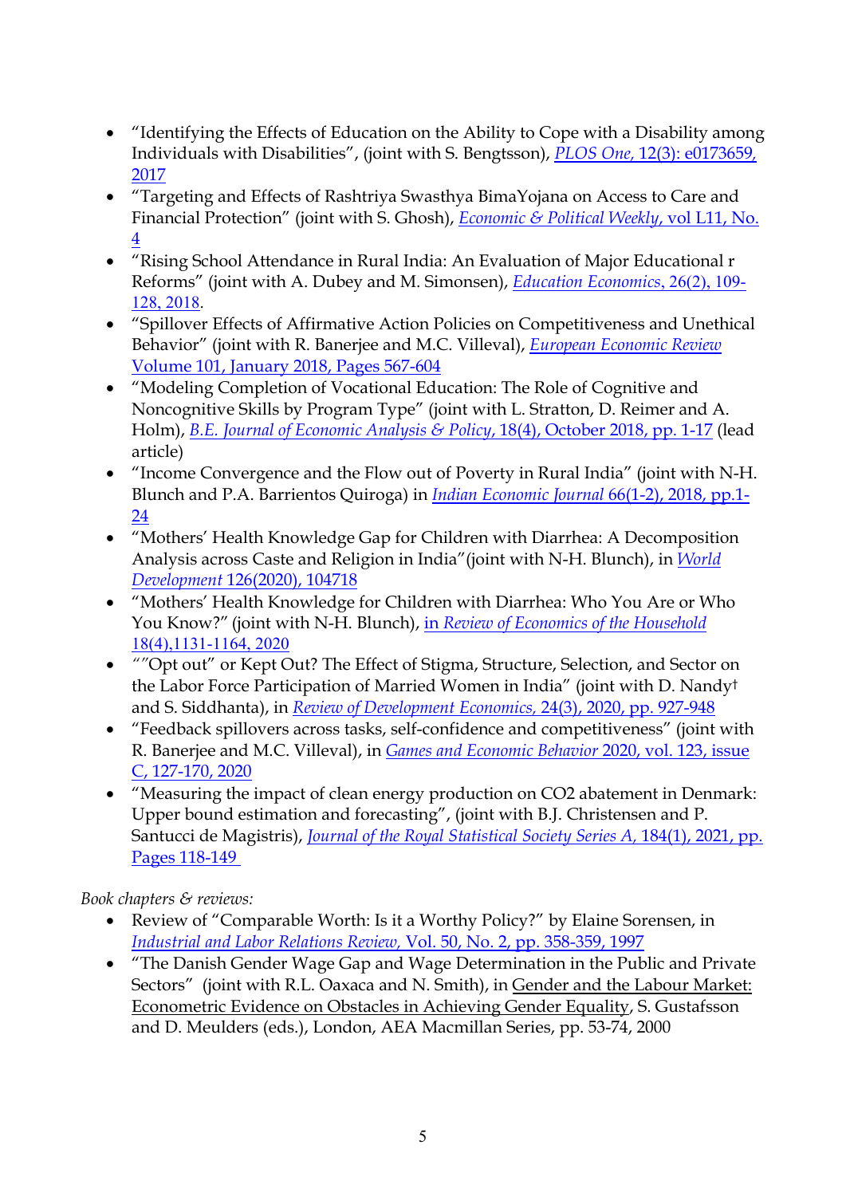- "Identifying the Effects of Education on the Ability to Cope with a Disability among Individuals with Disabilities", (joint with S. Bengtsson), *PLOS One*, 12(3): e0173659, 2017
- "Targeting and Effects of Rashtriya Swasthya BimaYojana on Access to Care and Financial Protection" (joint with S. Ghosh), *Economic & Political Weekly*, vol L11, No. 4
- "Rising School Attendance in Rural India: An Evaluation of Major Educational r Reforms" (joint with A. Dubey and M. Simonsen), *Education Economics*, 26(2), 109-128, 2018.
- "Spillover Effects of Affirmative Action Policies on Competitiveness and Unethical Behavior" (joint with R. Banerjee and M.C. Villeval), *European Economic Review* Volume 101, January 2018, Pages 567-604
- "Modeling Completion of Vocational Education: The Role of Cognitive and Noncognitive Skills by Program Type" (joint with L. Stratton, D. Reimer and A. Holm), *B.E. Journal of Economic Analysis & Policy*, 18(4), October 2018, pp. 1-17 (lead article)
- "Income Convergence and the Flow out of Poverty in Rural India" (joint with N-H. Blunch and P.A. Barrientos Quiroga) in *Indian Economic Journal* 66(1-2), 2018, pp.1-24
- "Mothers' Health Knowledge Gap for Children with Diarrhea: A Decomposition Analysis across Caste and Religion in India"(joint with N-H. Blunch), in *World Development* 126(2020), 104718
- "Mothers' Health Knowledge for Children with Diarrhea: Who You Are or Who You Know?" (joint with N-H. Blunch), in *Review of Economics of the Household* 18(4),1131-1164, 2020
- ""Opt out" or Kept Out? The Effect of Stigma, Structure, Selection, and Sector on the Labor Force Participation of Married Women in India" (joint with D. Nandy† and S. Siddhanta), in *Review of Development Economics*, 24(3), 2020, pp. 927-948
- "Feedback spillovers across tasks, self-confidence and competitiveness" (joint with R. Banerjee and M.C. Villeval), in *Games and Economic Behavior* 2020, vol. 123, issue C, 127-170, 2020
- "Measuring the impact of clean energy production on CO2 abatement in Denmark: Upper bound estimation and forecasting", (joint with B.J. Christensen and P. Santucci de Magistris), *Journal of the Royal Statistical Society Series A*, 184(1), 2021, pp. Pages 118-149

*Book chapters & reviews:*

- Review of "Comparable Worth: Is it a Worthy Policy?" by Elaine Sorensen, in *Industrial and Labor Relations Review*, Vol. 50, No. 2, pp. 358-359, 1997
- "The Danish Gender Wage Gap and Wage Determination in the Public and Private Sectors" (joint with R.L. Oaxaca and N. Smith), in Gender and the Labour Market: Econometric Evidence on Obstacles in Achieving Gender Equality, S. Gustafsson and D. Meulders (eds.), London, AEA Macmillan Series, pp. 53-74, 2000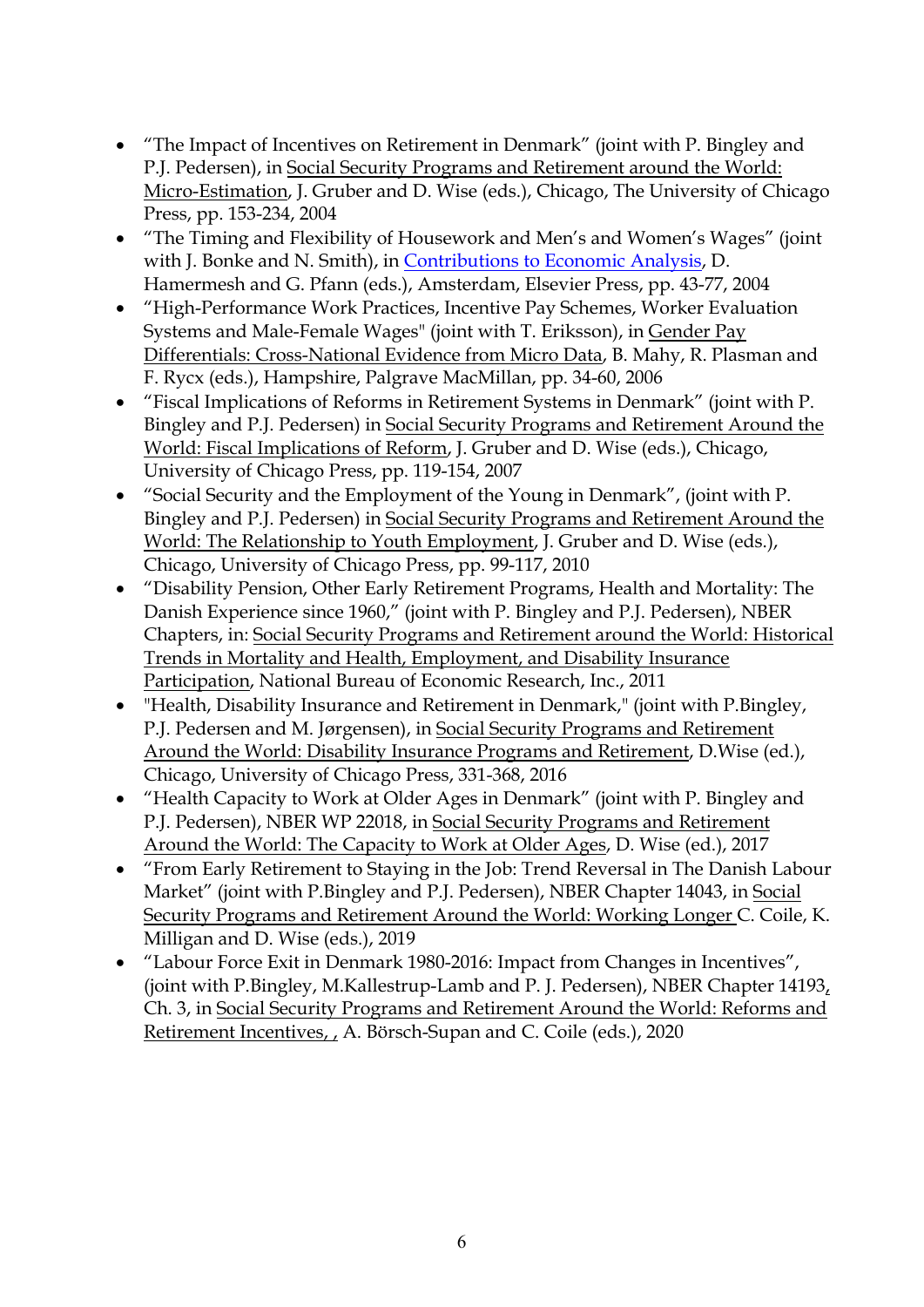- "The Impact of Incentives on Retirement in Denmark" (joint with P. Bingley and P.J. Pedersen), in Social Security Programs and Retirement around the World: Micro-Estimation, J. Gruber and D. Wise (eds.), Chicago, The University of Chicago Press, pp. 153-234, 2004
- "The Timing and Flexibility of Housework and Men's and Women's Wages" (joint with J. Bonke and N. Smith), in Contributions to Economic Analysis, D. Hamermesh and G. Pfann (eds.), Amsterdam, Elsevier Press, pp. 43-77, 2004
- "High-Performance Work Practices, Incentive Pay Schemes, Worker Evaluation Systems and Male-Female Wages" (joint with T. Eriksson), in Gender Pay Differentials: Cross-National Evidence from Micro Data, B. Mahy, R. Plasman and F. Rycx (eds.), Hampshire, Palgrave MacMillan, pp. 34-60, 2006
- "Fiscal Implications of Reforms in Retirement Systems in Denmark" (joint with P. Bingley and P.J. Pedersen) in Social Security Programs and Retirement Around the World: Fiscal Implications of Reform, J. Gruber and D. Wise (eds.), Chicago, University of Chicago Press, pp. 119-154, 2007
- "Social Security and the Employment of the Young in Denmark", (joint with P. Bingley and P.J. Pedersen) in Social Security Programs and Retirement Around the World: The Relationship to Youth Employment, J. Gruber and D. Wise (eds.), Chicago, University of Chicago Press, pp. 99-117, 2010
- "Disability Pension, Other Early Retirement Programs, Health and Mortality: The Danish Experience since 1960," (joint with P. Bingley and P.J. Pedersen), NBER Chapters, in: Social Security Programs and Retirement around the World: Historical Trends in Mortality and Health, Employment, and Disability Insurance Participation, National Bureau of Economic Research, Inc., 2011
- "Health, Disability Insurance and Retirement in Denmark," (joint with P.Bingley, P.J. Pedersen and M. Jørgensen), in Social Security Programs and Retirement Around the World: Disability Insurance Programs and Retirement, D.Wise (ed.), Chicago, University of Chicago Press, 331-368, 2016
- "Health Capacity to Work at Older Ages in Denmark" (joint with P. Bingley and P.J. Pedersen), NBER WP 22018, in Social Security Programs and Retirement Around the World: The Capacity to Work at Older Ages, D. Wise (ed.), 2017
- "From Early Retirement to Staying in the Job: Trend Reversal in The Danish Labour Market" (joint with P.Bingley and P.J. Pedersen), NBER Chapter 14043, in Social Security Programs and Retirement Around the World: Working Longer C. Coile, K. Milligan and D. Wise (eds.), 2019
- "Labour Force Exit in Denmark 1980-2016: Impact from Changes in Incentives", (joint with P.Bingley, M.Kallestrup-Lamb and P. J. Pedersen), NBER Chapter 14193, Ch. 3, in Social Security Programs and Retirement Around the World: Reforms and Retirement Incentives, , A. Börsch-Supan and C. Coile (eds.), 2020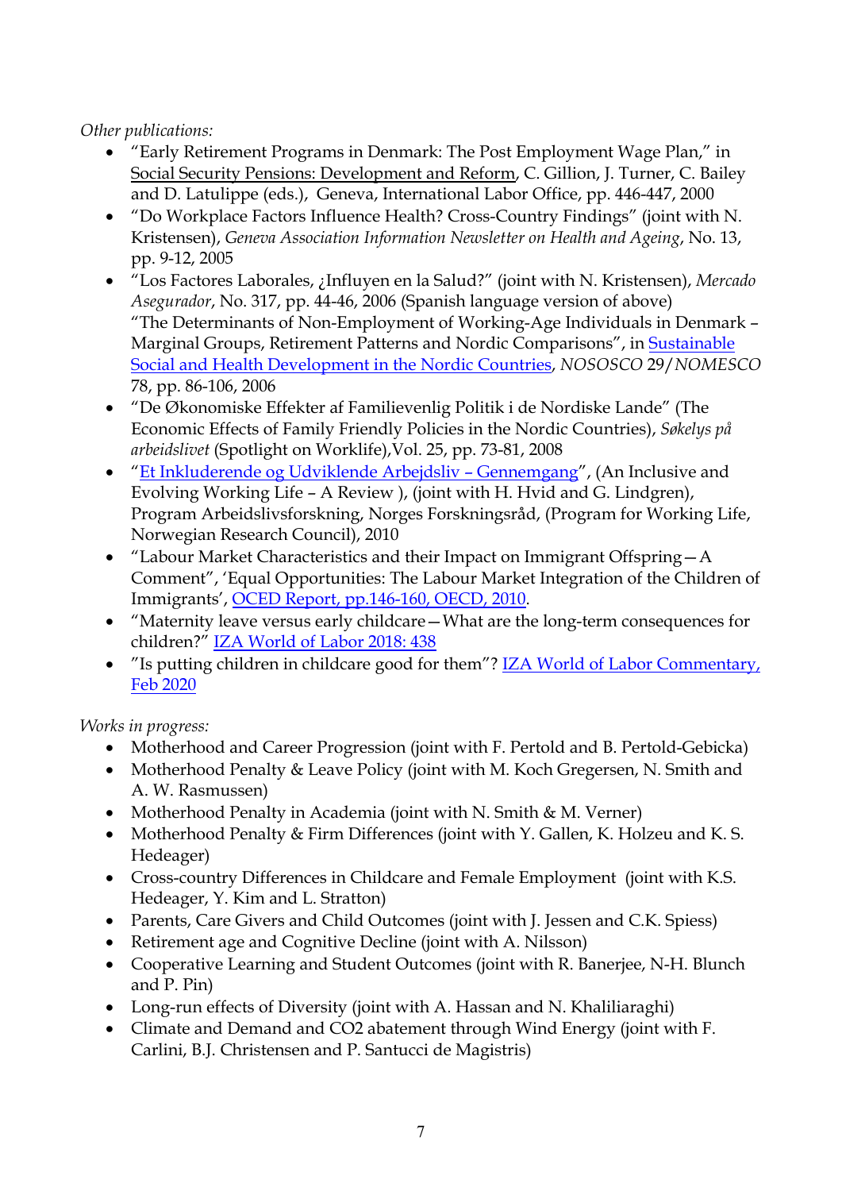*Other publications:*

- "Early Retirement Programs in Denmark: The Post Employment Wage Plan," in Social Security Pensions: Development and Reform, C. Gillion, J. Turner, C. Bailey and D. Latulippe (eds.), Geneva, International Labor Office, pp. 446-447, 2000
- "Do Workplace Factors Influence Health? Cross-Country Findings" (joint with N. Kristensen), *Geneva Association Information Newsletter on Health and Ageing*, No. 13, pp. 9-12, 2005
- "Los Factores Laborales, ¿Influyen en la Salud?" (joint with N. Kristensen), *Mercado Asegurador*, No. 317, pp. 44-46, 2006 (Spanish language version of above) "The Determinants of Non-Employment of Working-Age Individuals in Denmark – Marginal Groups, Retirement Patterns and Nordic Comparisons", in Sustainable Social and Health Development in the Nordic Countries, *NOSOSCO* 29/*NOMESCO* 78, pp. 86-106, 2006
- "De Økonomiske Effekter af Familievenlig Politik i de Nordiske Lande" (The Economic Effects of Family Friendly Policies in the Nordic Countries), *Søkelys på arbeidslivet* (Spotlight on Worklife),Vol. 25, pp. 73-81, 2008
- "Et Inkluderende og Udviklende Arbejdsliv – Gennemgang", (An Inclusive and Evolving Working Life – A Review ), (joint with H. Hvid and G. Lindgren), Program Arbeidslivsforskning, Norges Forskningsråd, (Program for Working Life, Norwegian Research Council), 2010
- "Labour Market Characteristics and their Impact on Immigrant Offspring—A Comment", 'Equal Opportunities: The Labour Market Integration of the Children of Immigrants', OCED Report, pp.146-160, OECD, 2010.
- "Maternity leave versus early childcare—What are the long-term consequences for children?" IZA World of Labor 2018: 438
- "Is putting children in childcare good for them"? IZA World of Labor Commentary, Feb 2020

*Works in progress:*

- Motherhood and Career Progression (joint with F. Pertold and B. Pertold-Gebicka)
- Motherhood Penalty & Leave Policy (joint with M. Koch Gregersen, N. Smith and A. W. Rasmussen)
- Motherhood Penalty in Academia (joint with N. Smith & M. Verner)
- Motherhood Penalty & Firm Differences (joint with Y. Gallen, K. Holzeu and K. S. Hedeager)
- Cross-country Differences in Childcare and Female Employment (joint with K.S. Hedeager, Y. Kim and L. Stratton)
- Parents, Care Givers and Child Outcomes (joint with J. Jessen and C.K. Spiess)
- Retirement age and Cognitive Decline (joint with A. Nilsson)
- Cooperative Learning and Student Outcomes (joint with R. Banerjee, N-H. Blunch and P. Pin)
- Long-run effects of Diversity (joint with A. Hassan and N. Khaliliaraghi)
- Climate and Demand and CO2 abatement through Wind Energy (joint with F. Carlini, B.J. Christensen and P. Santucci de Magistris)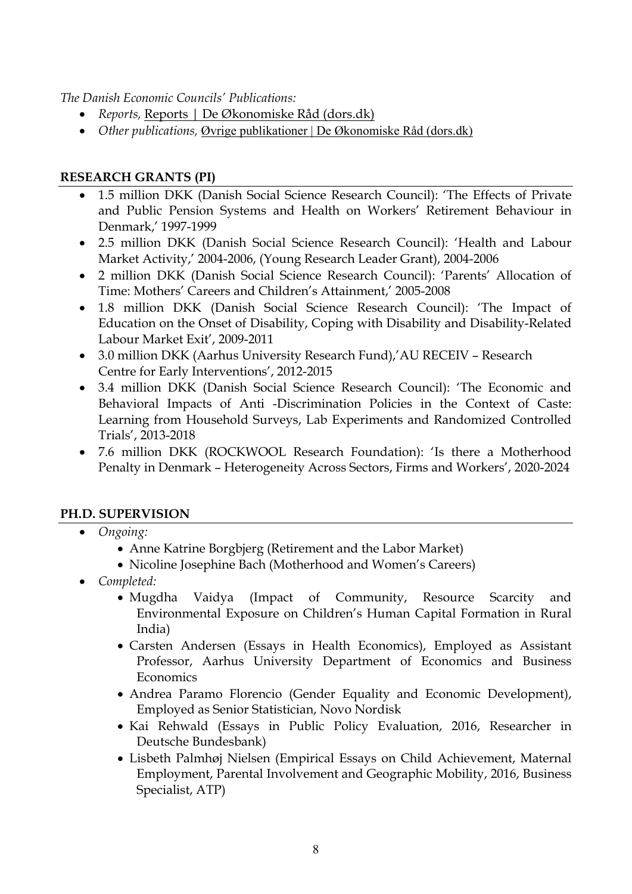*The Danish Economic Councils' Publications:*

- *Reports,* Reports | De Økonomiske Råd (dors.dk)
- *Other publications,* Øvrige publikationer | De Økonomiske Råd (dors.dk)

## RESEARCH GRANTS (PI)

- 1.5 million DKK (Danish Social Science Research Council): 'The Effects of Private and Public Pension Systems and Health on Workers' Retirement Behaviour in Denmark,' 1997-1999
- 2.5 million DKK (Danish Social Science Research Council): 'Health and Labour Market Activity,' 2004-2006, (Young Research Leader Grant), 2004-2006
- 2 million DKK (Danish Social Science Research Council): 'Parents' Allocation of Time: Mothers' Careers and Children's Attainment,' 2005-2008
- 1.8 million DKK (Danish Social Science Research Council): 'The Impact of Education on the Onset of Disability, Coping with Disability and Disability-Related Labour Market Exit', 2009-2011
- 3.0 million DKK (Aarhus University Research Fund),'AU RECEIV – Research Centre for Early Interventions', 2012-2015
- 3.4 million DKK (Danish Social Science Research Council): 'The Economic and Behavioral Impacts of Anti -Discrimination Policies in the Context of Caste: Learning from Household Surveys, Lab Experiments and Randomized Controlled Trials', 2013-2018
- 7.6 million DKK (ROCKWOOL Research Foundation): 'Is there a Motherhood Penalty in Denmark – Heterogeneity Across Sectors, Firms and Workers', 2020-2024

## PH.D. SUPERVISION

- *Ongoing:*
  - Anne Katrine Borgbjerg (Retirement and the Labor Market)
  - Nicoline Josephine Bach (Motherhood and Women's Careers)
- *Completed:*
  - Mugdha Vaidya (Impact of Community, Resource Scarcity and Environmental Exposure on Children's Human Capital Formation in Rural India)
  - Carsten Andersen (Essays in Health Economics), Employed as Assistant Professor, Aarhus University Department of Economics and Business Economics
  - Andrea Paramo Florencio (Gender Equality and Economic Development), Employed as Senior Statistician, Novo Nordisk
  - Kai Rehwald (Essays in Public Policy Evaluation, 2016, Researcher in Deutsche Bundesbank)
  - Lisbeth Palmhøj Nielsen (Empirical Essays on Child Achievement, Maternal Employment, Parental Involvement and Geographic Mobility, 2016, Business Specialist, ATP)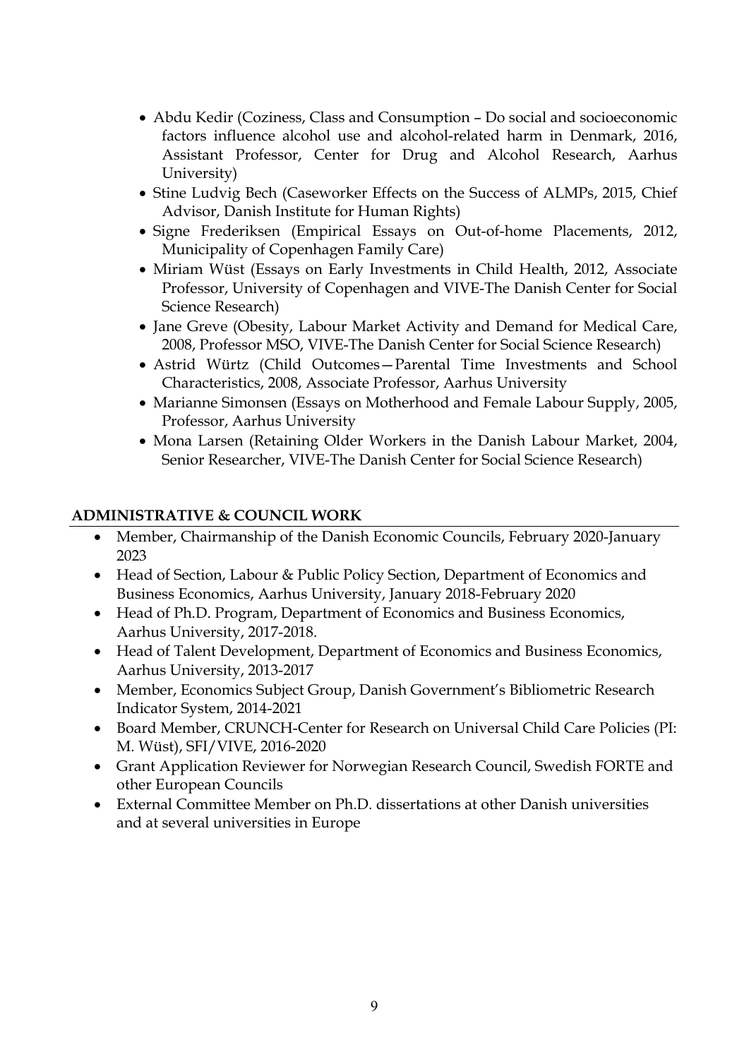- Abdu Kedir (Coziness, Class and Consumption – Do social and socioeconomic factors influence alcohol use and alcohol-related harm in Denmark, 2016, Assistant Professor, Center for Drug and Alcohol Research, Aarhus University)
- Stine Ludvig Bech (Caseworker Effects on the Success of ALMPs, 2015, Chief Advisor, Danish Institute for Human Rights)
- Signe Frederiksen (Empirical Essays on Out-of-home Placements, 2012, Municipality of Copenhagen Family Care)
- Miriam Wüst (Essays on Early Investments in Child Health, 2012, Associate Professor, University of Copenhagen and VIVE-The Danish Center for Social Science Research)
- Jane Greve (Obesity, Labour Market Activity and Demand for Medical Care, 2008, Professor MSO, VIVE-The Danish Center for Social Science Research)
- Astrid Würtz (Child Outcomes—Parental Time Investments and School Characteristics, 2008, Associate Professor, Aarhus University
- Marianne Simonsen (Essays on Motherhood and Female Labour Supply, 2005, Professor, Aarhus University
- Mona Larsen (Retaining Older Workers in the Danish Labour Market, 2004, Senior Researcher, VIVE-The Danish Center for Social Science Research)

## ADMINISTRATIVE & COUNCIL WORK

- Member, Chairmanship of the Danish Economic Councils, February 2020-January 2023
- Head of Section, Labour & Public Policy Section, Department of Economics and Business Economics, Aarhus University, January 2018-February 2020
- Head of Ph.D. Program, Department of Economics and Business Economics, Aarhus University, 2017-2018.
- Head of Talent Development, Department of Economics and Business Economics, Aarhus University, 2013-2017
- Member, Economics Subject Group, Danish Government's Bibliometric Research Indicator System, 2014-2021
- Board Member, CRUNCH-Center for Research on Universal Child Care Policies (PI: M. Wüst), SFI/VIVE, 2016-2020
- Grant Application Reviewer for Norwegian Research Council, Swedish FORTE and other European Councils
- External Committee Member on Ph.D. dissertations at other Danish universities and at several universities in Europe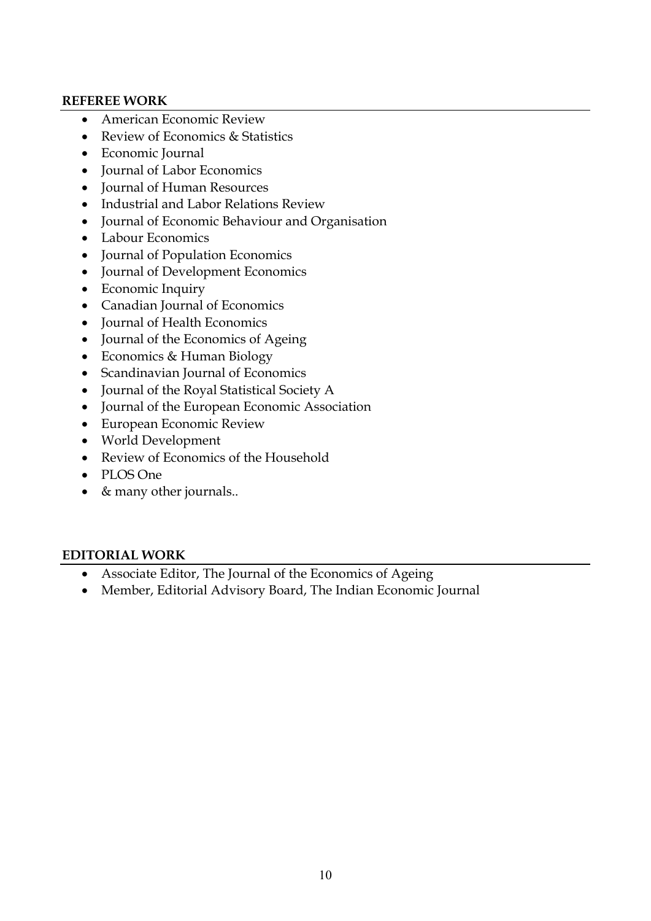## REFEREE WORK

- American Economic Review
- Review of Economics & Statistics
- Economic Journal
- Journal of Labor Economics
- Journal of Human Resources
- Industrial and Labor Relations Review
- Journal of Economic Behaviour and Organisation
- Labour Economics
- Journal of Population Economics
- Journal of Development Economics
- Economic Inquiry
- Canadian Journal of Economics
- Journal of Health Economics
- Journal of the Economics of Ageing
- Economics & Human Biology
- Scandinavian Journal of Economics
- Journal of the Royal Statistical Society A
- Journal of the European Economic Association
- European Economic Review
- World Development
- Review of Economics of the Household
- PLOS One
- & many other journals..

## EDITORIAL WORK

- Associate Editor, The Journal of the Economics of Ageing
- Member, Editorial Advisory Board, The Indian Economic Journal